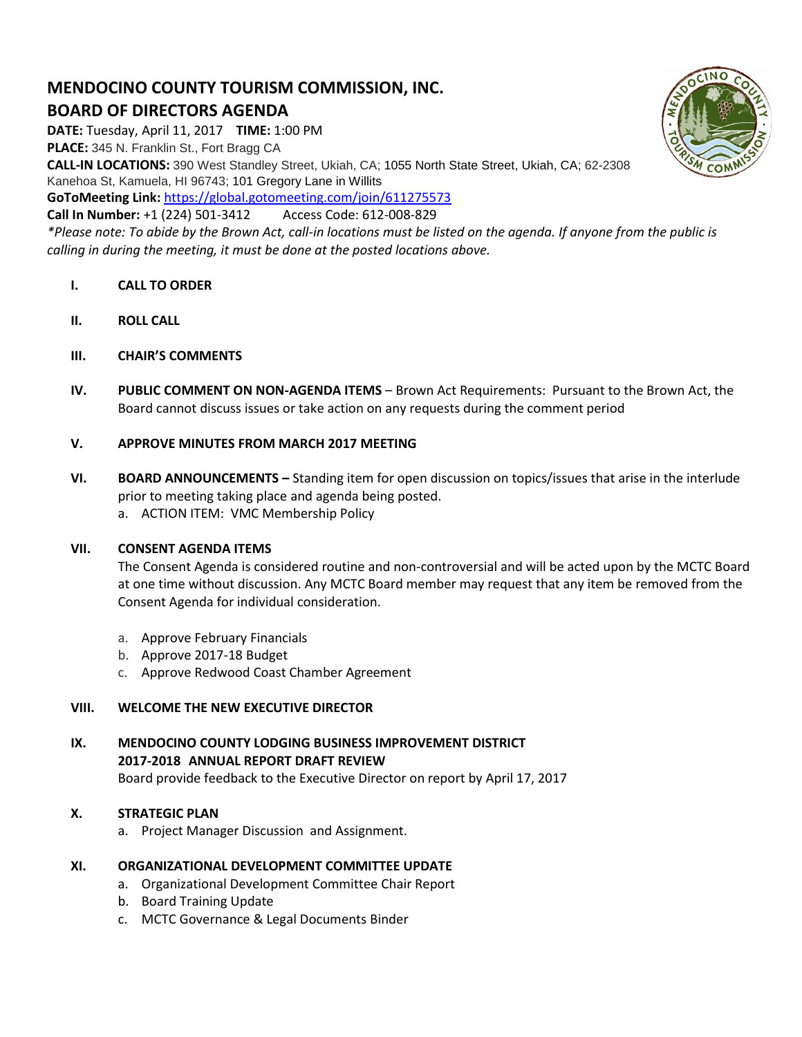# MENDOCINO COUNTY TOURISM COMMISSION, INC.

## BOARD OF DIRECTORS AGENDA

**DATE:** Tuesday, April 11, 2017 **TIME:** 1:00 PM
**PLACE:** 345 N. Franklin St., Fort Bragg CA
**CALL-IN LOCATIONS:** 390 West Standley Street, Ukiah, CA; 1055 North State Street, Ukiah, CA; 62-2308 Kanehoa St, Kamuela, HI 96743; 101 Gregory Lane in Willits
**GoToMeeting Link:** https://global.gotomeeting.com/join/611275573
**Call In Number:** +1 (224) 501-3412 Access Code: 612-008-829

*\*Please note: To abide by the Brown Act, call-in locations must be listed on the agenda. If anyone from the public is calling in during the meeting, it must be done at the posted locations above.*

**I. CALL TO ORDER**

**II. ROLL CALL**

**III. CHAIR'S COMMENTS**

**IV. PUBLIC COMMENT ON NON-AGENDA ITEMS** – Brown Act Requirements: Pursuant to the Brown Act, the Board cannot discuss issues or take action on any requests during the comment period

**V. APPROVE MINUTES FROM MARCH 2017 MEETING**

**VI. BOARD ANNOUNCEMENTS –** Standing item for open discussion on topics/issues that arise in the interlude prior to meeting taking place and agenda being posted.

a. ACTION ITEM: VMC Membership Policy

**VII. CONSENT AGENDA ITEMS**

The Consent Agenda is considered routine and non-controversial and will be acted upon by the MCTC Board at one time without discussion. Any MCTC Board member may request that any item be removed from the Consent Agenda for individual consideration.

a. Approve February Financials
b. Approve 2017-18 Budget
c. Approve Redwood Coast Chamber Agreement

**VIII. WELCOME THE NEW EXECUTIVE DIRECTOR**

**IX. MENDOCINO COUNTY LODGING BUSINESS IMPROVEMENT DISTRICT 2017-2018 ANNUAL REPORT DRAFT REVIEW**

Board provide feedback to the Executive Director on report by April 17, 2017

**X. STRATEGIC PLAN**

a. Project Manager Discussion and Assignment.

**XI. ORGANIZATIONAL DEVELOPMENT COMMITTEE UPDATE**

a. Organizational Development Committee Chair Report
b. Board Training Update
c. MCTC Governance & Legal Documents Binder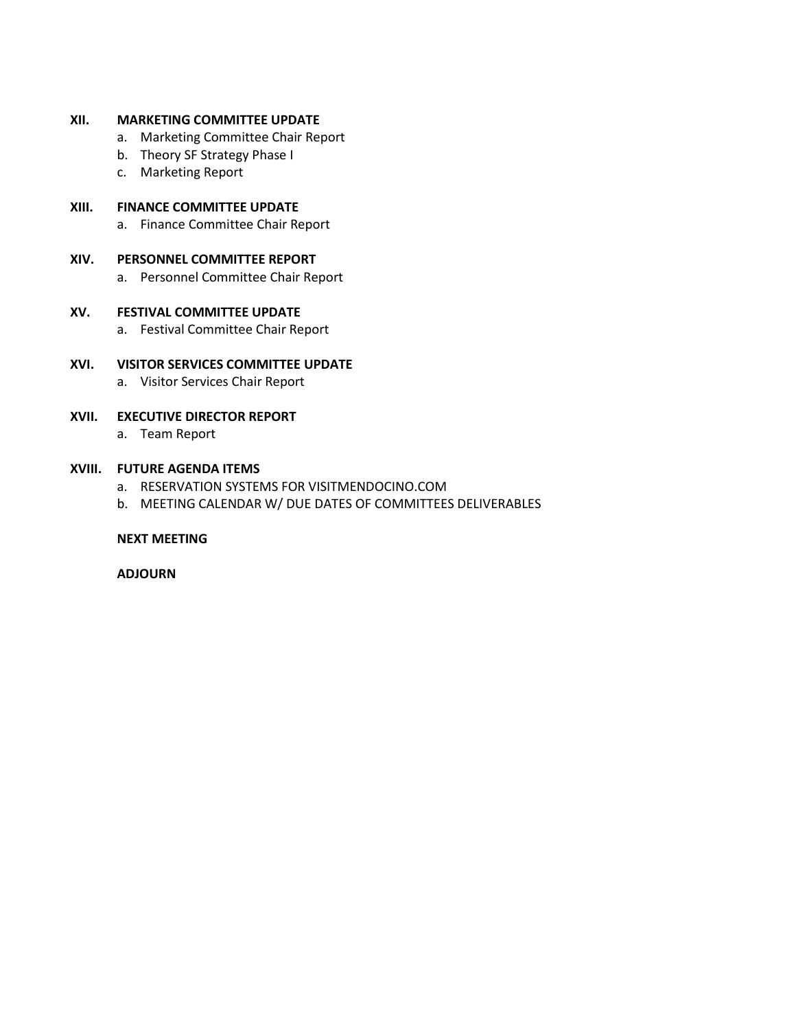**XII. MARKETING COMMITTEE UPDATE**

a. Marketing Committee Chair Report
b. Theory SF Strategy Phase I
c. Marketing Report

**XIII. FINANCE COMMITTEE UPDATE**

a. Finance Committee Chair Report

**XIV. PERSONNEL COMMITTEE REPORT**

a. Personnel Committee Chair Report

**XV. FESTIVAL COMMITTEE UPDATE**

a. Festival Committee Chair Report

**XVI. VISITOR SERVICES COMMITTEE UPDATE**

a. Visitor Services Chair Report

**XVII. EXECUTIVE DIRECTOR REPORT**

a. Team Report

**XVIII. FUTURE AGENDA ITEMS**

a. RESERVATION SYSTEMS FOR VISITMENDOCINO.COM
b. MEETING CALENDAR W/ DUE DATES OF COMMITTEES DELIVERABLES

**NEXT MEETING**

**ADJOURN**